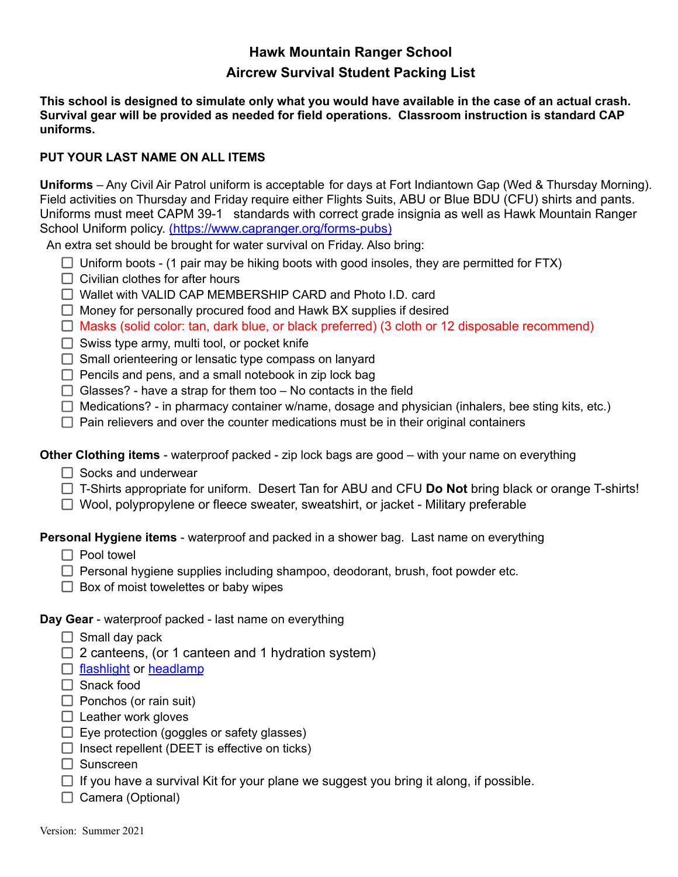# Hawk Mountain Ranger School

## Aircrew Survival Student Packing List

**This school is designed to simulate only what you would have available in the case of an actual crash. Survival gear will be provided as needed for field operations. Classroom instruction is standard CAP uniforms.**

**PUT YOUR LAST NAME ON ALL ITEMS**

**Uniforms** – Any Civil Air Patrol uniform is acceptable for days at Fort Indiantown Gap (Wed & Thursday Morning). Field activities on Thursday and Friday require either Flights Suits, ABU or Blue BDU (CFU) shirts and pants. Uniforms must meet CAPM 39-1 standards with correct grade insignia as well as Hawk Mountain Ranger School Uniform policy. [(https://www.capranger.org/forms-pubs)](https://www.capranger.org/forms-pubs)

An extra set should be brought for water survival on Friday. Also bring:

- ☐ Uniform boots - (1 pair may be hiking boots with good insoles, they are permitted for FTX)
- ☐ Civilian clothes for after hours
- ☐ Wallet with VALID CAP MEMBERSHIP CARD and Photo I.D. card
- ☐ Money for personally procured food and Hawk BX supplies if desired
- ☐ Masks (solid color: tan, dark blue, or black preferred) (3 cloth or 12 disposable recommend)
- ☐ Swiss type army, multi tool, or pocket knife
- ☐ Small orienteering or lensatic type compass on lanyard
- ☐ Pencils and pens, and a small notebook in zip lock bag
- ☐ Glasses? - have a strap for them too – No contacts in the field
- ☐ Medications? - in pharmacy container w/name, dosage and physician (inhalers, bee sting kits, etc.)
- ☐ Pain relievers and over the counter medications must be in their original containers

**Other Clothing items** - waterproof packed - zip lock bags are good – with your name on everything

- ☐ Socks and underwear
- ☐ T-Shirts appropriate for uniform. Desert Tan for ABU and CFU **Do Not** bring black or orange T-shirts!
- ☐ Wool, polypropylene or fleece sweater, sweatshirt, or jacket - Military preferable

**Personal Hygiene items** - waterproof and packed in a shower bag. Last name on everything

- ☐ Pool towel
- ☐ Personal hygiene supplies including shampoo, deodorant, brush, foot powder etc.
- ☐ Box of moist towelettes or baby wipes

**Day Gear** - waterproof packed - last name on everything

- ☐ Small day pack
- ☐ 2 canteens, (or 1 canteen and 1 hydration system)
- ☐ flashlight or headlamp
- ☐ Snack food
- ☐ Ponchos (or rain suit)
- ☐ Leather work gloves
- ☐ Eye protection (goggles or safety glasses)
- ☐ Insect repellent (DEET is effective on ticks)
- ☐ Sunscreen
- ☐ If you have a survival Kit for your plane we suggest you bring it along, if possible.
- ☐ Camera (Optional)

Version: Summer 2021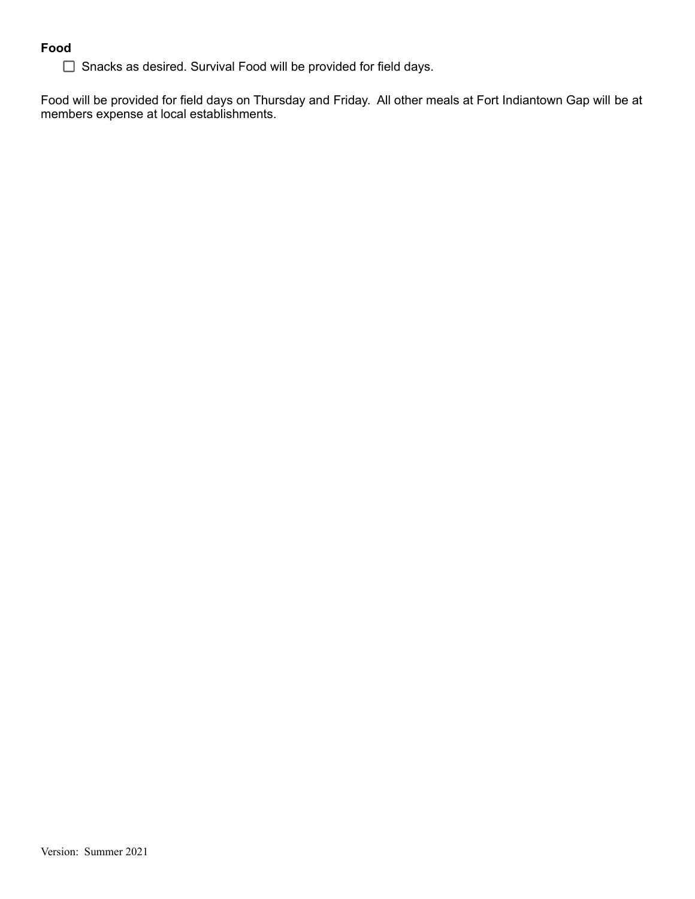**Food**

- [ ] Snacks as desired. Survival Food will be provided for field days.

Food will be provided for field days on Thursday and Friday.  All other meals at Fort Indiantown Gap will be at members expense at local establishments.

Version:  Summer 2021